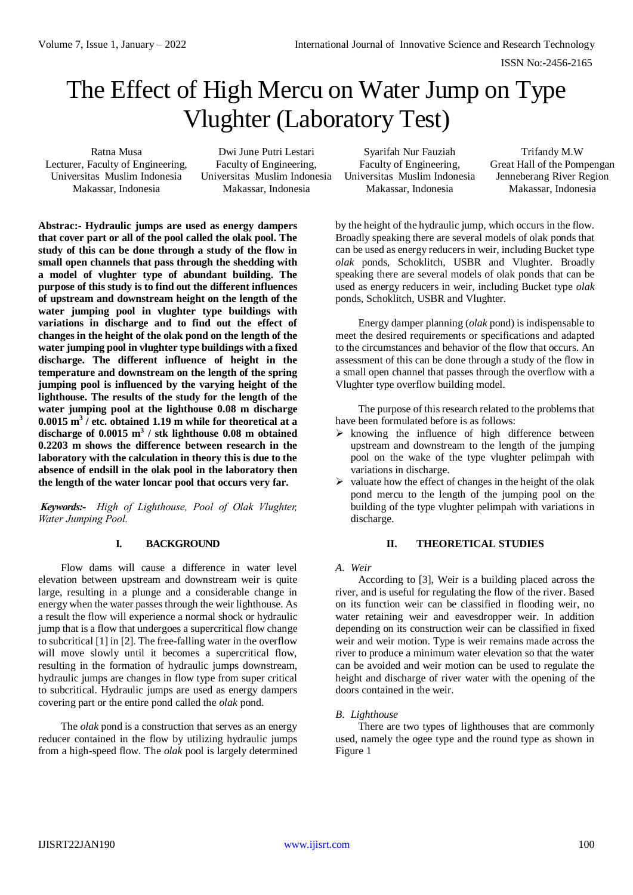# The Effect of High Mercu on Water Jump on Type Vlughter (Laboratory Test)

Ratna Musa
Lecturer, Faculty of Engineering, Universitas Muslim Indonesia
Makassar, Indonesia

Dwi June Putri Lestari
Faculty of Engineering, Universitas Muslim Indonesia
Makassar, Indonesia

Syarifah Nur Fauziah
Faculty of Engineering, Universitas Muslim Indonesia
Makassar, Indonesia

Trifandy M.W
Great Hall of the Pompengan Jenneberang River Region
Makassar, Indonesia

**Abstrac:- Hydraulic jumps are used as energy dampers that cover part or all of the pool called the olak pool. The study of this can be done through a study of the flow in small open channels that pass through the shedding with a model of vlughter type of abundant building. The purpose of this study is to find out the different influences of upstream and downstream height on the length of the water jumping pool in vlughter type buildings with variations in discharge and to find out the effect of changes in the height of the olak pond on the length of the water jumping pool in vlughter type buildings with a fixed discharge. The different influence of height in the temperature and downstream on the length of the spring jumping pool is influenced by the varying height of the lighthouse. The results of the study for the length of the water jumping pool at the lighthouse 0.08 m discharge 0.0015 m$^3$ / etc. obtained 1.19 m while for theoretical at a discharge of 0.0015 m$^3$ / stk lighthouse 0.08 m obtained 0.2203 m shows the difference between research in the laboratory with the calculation in theory this is due to the absence of endsill in the olak pool in the laboratory then the length of the water loncar pool that occurs very far.**

***Keywords:-*** *High of Lighthouse, Pool of Olak Vlughter, Water Jumping Pool.*

## I. BACKGROUND

Flow dams will cause a difference in water level elevation between upstream and downstream weir is quite large, resulting in a plunge and a considerable change in energy when the water passes through the weir lighthouse. As a result the flow will experience a normal shock or hydraulic jump that is a flow that undergoes a supercritical flow change to subcritical [1] in [2]. The free-falling water in the overflow will move slowly until it becomes a supercritical flow, resulting in the formation of hydraulic jumps downstream, hydraulic jumps are changes in flow type from super critical to subcritical. Hydraulic jumps are used as energy dampers covering part or the entire pond called the *olak* pond.

The *olak* pond is a construction that serves as an energy reducer contained in the flow by utilizing hydraulic jumps from a high-speed flow. The *olak* pool is largely determined by the height of the hydraulic jump, which occurs in the flow. Broadly speaking there are several models of olak ponds that can be used as energy reducers in weir, including Bucket type *olak* ponds, Schoklitch, USBR and Vlughter. Broadly speaking there are several models of olak ponds that can be used as energy reducers in weir, including Bucket type *olak* ponds, Schoklitch, USBR and Vlughter.

Energy damper planning (*olak* pond) is indispensable to meet the desired requirements or specifications and adapted to the circumstances and behavior of the flow that occurs. An assessment of this can be done through a study of the flow in a small open channel that passes through the overflow with a Vlughter type overflow building model.

The purpose of this research related to the problems that have been formulated before is as follows:

- knowing the influence of high difference between upstream and downstream to the length of the jumping pool on the wake of the type vlughter pelimpah with variations in discharge.
- valuate how the effect of changes in the height of the olak pond mercu to the length of the jumping pool on the building of the type vlughter pelimpah with variations in discharge.

## II. THEORETICAL STUDIES

### *A. Weir*

According to [3], Weir is a building placed across the river, and is useful for regulating the flow of the river. Based on its function weir can be classified in flooding weir, no water retaining weir and eavesdropper weir. In addition depending on its construction weir can be classified in fixed weir and weir motion. Type is weir remains made across the river to produce a minimum water elevation so that the water can be avoided and weir motion can be used to regulate the height and discharge of river water with the opening of the doors contained in the weir.

### *B. Lighthouse*

There are two types of lighthouses that are commonly used, namely the ogee type and the round type as shown in Figure 1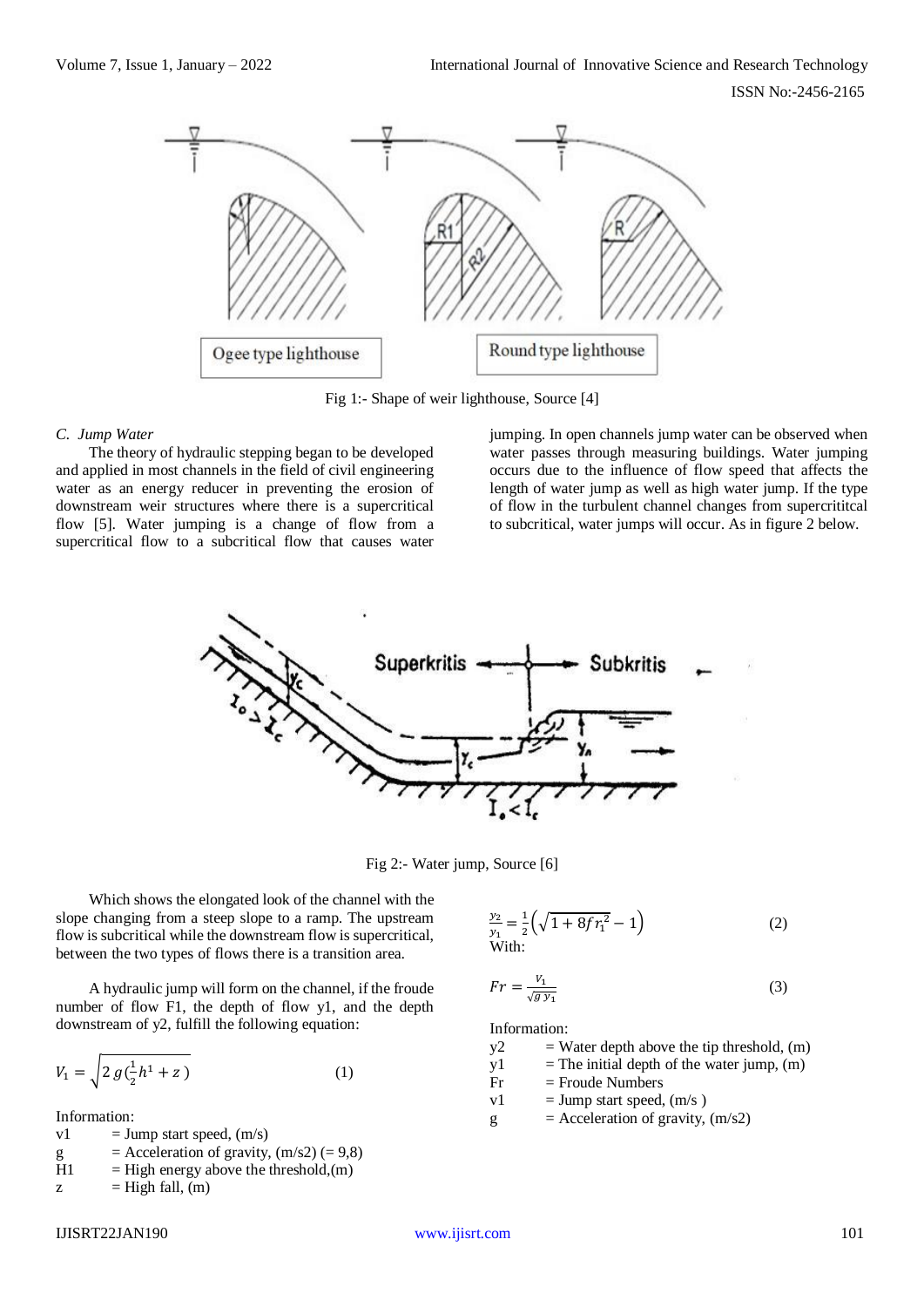Fig 1:- Shape of weir lighthouse, Source [4]

### C. Jump Water

The theory of hydraulic stepping began to be developed and applied in most channels in the field of civil engineering water as an energy reducer in preventing the erosion of downstream weir structures where there is a supercritical flow [5]. Water jumping is a change of flow from a supercritical flow to a subcritical flow that causes water jumping. In open channels jump water can be observed when water passes through measuring buildings. Water jumping occurs due to the influence of flow speed that affects the length of water jump as well as high water jump. If the type of flow in the turbulent channel changes from supercrititcal to subcritical, water jumps will occur. As in figure 2 below.

Fig 2:- Water jump, Source [6]

Which shows the elongated look of the channel with the slope changing from a steep slope to a ramp. The upstream flow is subcritical while the downstream flow is supercritical, between the two types of flows there is a transition area.

A hydraulic jump will form on the channel, if the froude number of flow F1, the depth of flow y1, and the depth downstream of y2, fulfill the following equation:

$$V_1 = \sqrt{2\,g(\tfrac{1}{2}h^1 + z\,)} \qquad (1)$$

Information:

- v1 = Jump start speed, (m/s)
- g = Acceleration of gravity, (m/s2) (= 9,8)
- H1 = High energy above the threshold,(m)
- z = High fall, (m)

$$\frac{y_2}{y_1} = \frac{1}{2}\left(\sqrt{1 + 8fr_1^2} - 1\right) \qquad (2)$$

With:

$$Fr = \frac{V_1}{\sqrt{g\,y_1}} \qquad (3)$$

Information:

- y2 = Water depth above the tip threshold, (m)
- y1 = The initial depth of the water jump, (m)
- Fr = Froude Numbers
- v1 = Jump start speed, (m/s )
- g = Acceleration of gravity, (m/s2)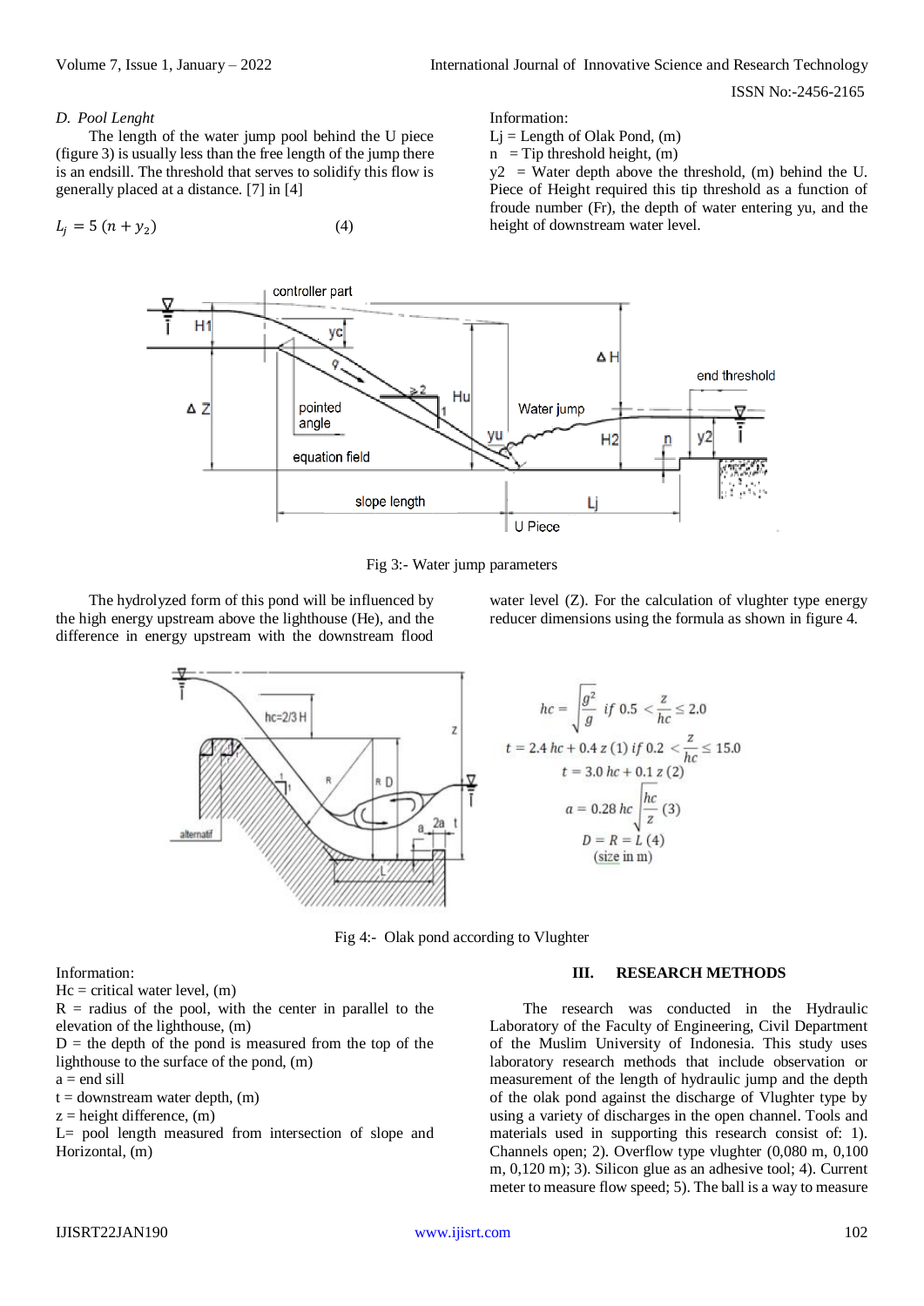### D. Pool Lenght

The length of the water jump pool behind the U piece (figure 3) is usually less than the free length of the jump there is an endsill. The threshold that serves to solidify this flow is generally placed at a distance. [7] in [4]

$$L_j = 5\ (n + y_2) \tag{4}$$

Information:
Lj = Length of Olak Pond, (m)
n = Tip threshold height, (m)
y2 = Water depth above the threshold, (m) behind the U. Piece of Height required this tip threshold as a function of froude number (Fr), the depth of water entering yu, and the height of downstream water level.

Fig 3:- Water jump parameters

The hydrolyzed form of this pond will be influenced by the high energy upstream above the lighthouse (He), and the difference in energy upstream with the downstream flood water level (Z). For the calculation of vlughter type energy reducer dimensions using the formula as shown in figure 4.

$$hc = \sqrt{\frac{q^2}{g}} \text{ if } 0.5 < \frac{z}{hc} \le 2.0$$

$$t = 2.4\ hc + 0.4\ z\ (1) \text{ if } 0.2 < \frac{z}{hc} \le 15.0$$

$$t = 3.0\ hc + 0.1\ z\ (2)$$

$$a = 0.28\ hc \sqrt{\frac{hc}{z}}\ (3)$$

$$D = R = L\ (4)$$

(size in m)

Fig 4:- Olak pond according to Vlughter

Information:
Hc = critical water level, (m)
R = radius of the pool, with the center in parallel to the elevation of the lighthouse, (m)
D = the depth of the pond is measured from the top of the lighthouse to the surface of the pond, (m)
a = end sill
t = downstream water depth, (m)
z = height difference, (m)
L= pool length measured from intersection of slope and Horizontal, (m)

## III. RESEARCH METHODS

The research was conducted in the Hydraulic Laboratory of the Faculty of Engineering, Civil Department of the Muslim University of Indonesia. This study uses laboratory research methods that include observation or measurement of the length of hydraulic jump and the depth of the olak pond against the discharge of Vlughter type by using a variety of discharges in the open channel. Tools and materials used in supporting this research consist of: 1). Channels open; 2). Overflow type vlughter (0,080 m, 0,100 m, 0,120 m); 3). Silicon glue as an adhesive tool; 4). Current meter to measure flow speed; 5). The ball is a way to measure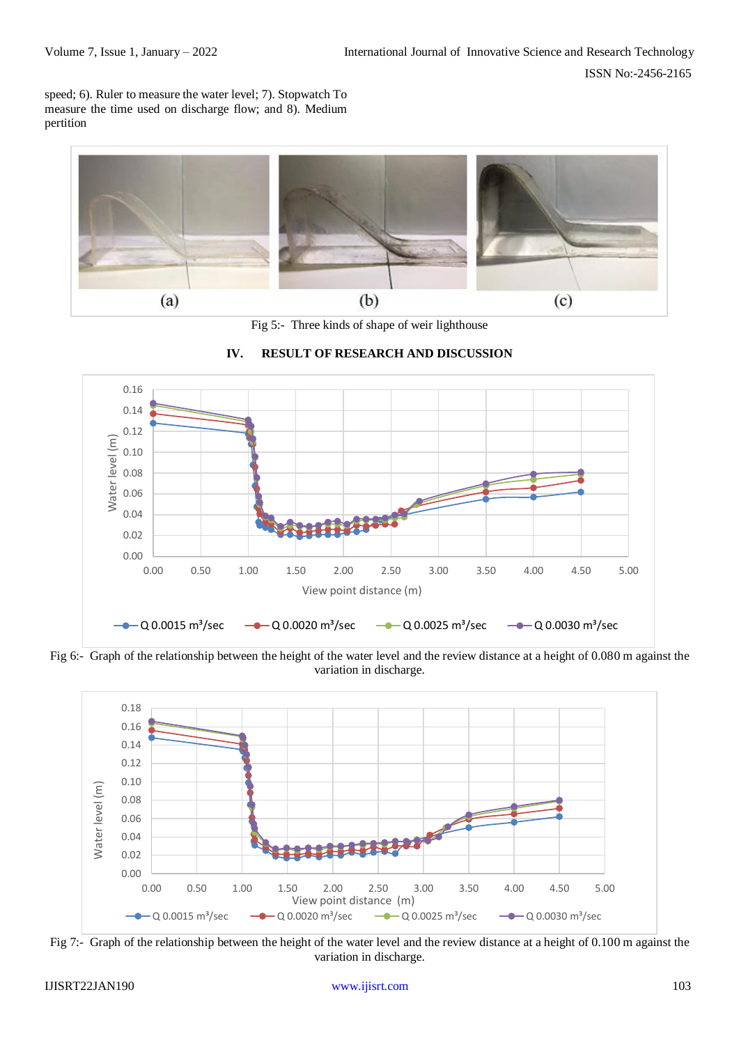speed; 6). Ruler to measure the water level; 7). Stopwatch To measure the time used on discharge flow; and 8). Medium pertition

Fig 5:- Three kinds of shape of weir lighthouse

## IV. RESULT OF RESEARCH AND DISCUSSION

Fig 6:- Graph of the relationship between the height of the water level and the review distance at a height of 0.080 m against the variation in discharge.

Fig 7:- Graph of the relationship between the height of the water level and the review distance at a height of 0.100 m against the variation in discharge.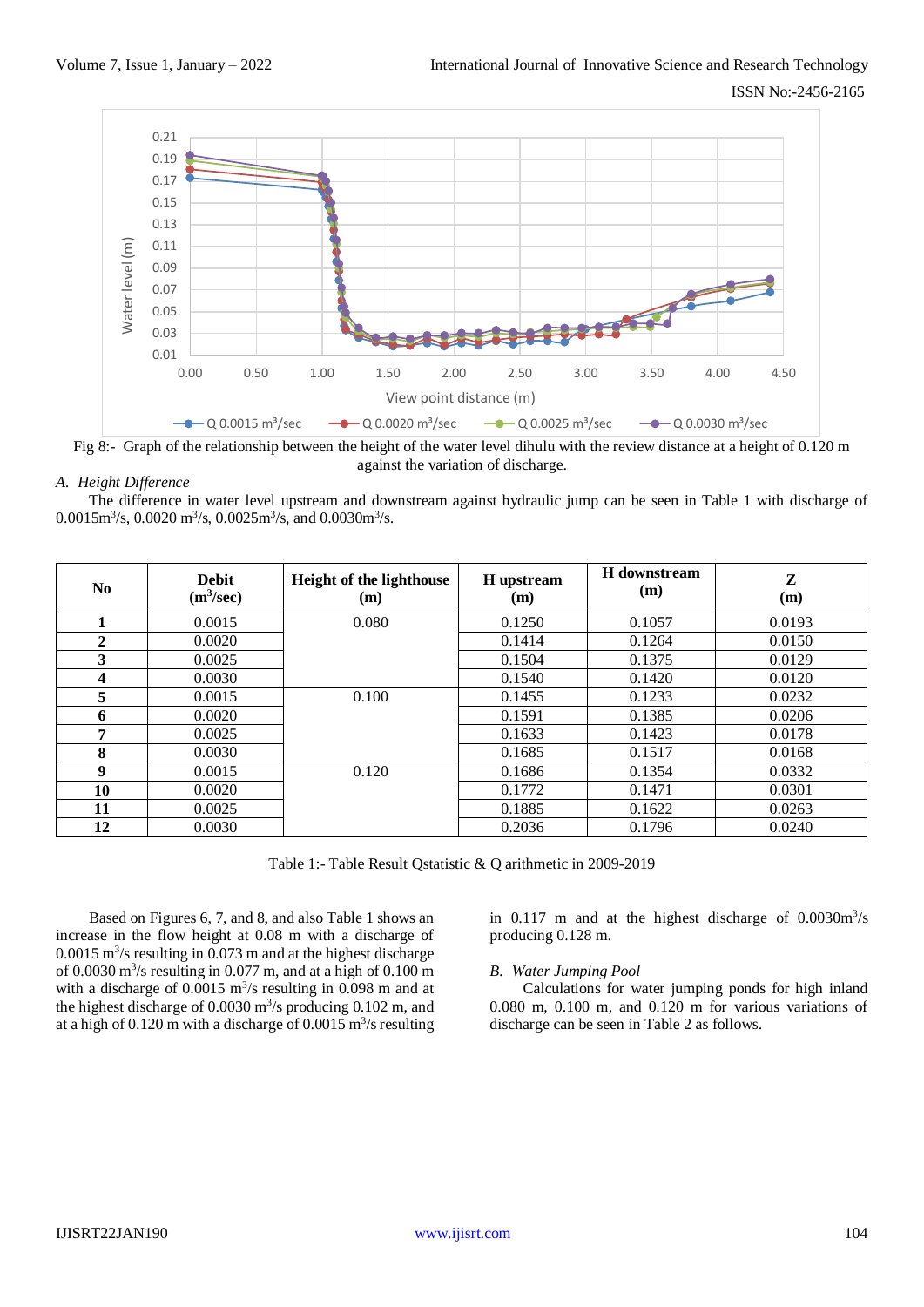Fig 8:- Graph of the relationship between the height of the water level dihulu with the review distance at a height of 0.120 m against the variation of discharge.

### *A. Height Difference*

The difference in water level upstream and downstream against hydraulic jump can be seen in Table 1 with discharge of 0.0015m$^3$/s, 0.0020 m$^3$/s, 0.0025m$^3$/s, and 0.0030m$^3$/s.

| No | Debit (m$^3$/sec) | Height of the lighthouse (m) | H upstream (m) | H downstream (m) | Z (m) |
|---|---|---|---|---|---|
| 1 | 0.0015 | 0.080 | 0.1250 | 0.1057 | 0.0193 |
| 2 | 0.0020 | | 0.1414 | 0.1264 | 0.0150 |
| 3 | 0.0025 | | 0.1504 | 0.1375 | 0.0129 |
| 4 | 0.0030 | | 0.1540 | 0.1420 | 0.0120 |
| 5 | 0.0015 | 0.100 | 0.1455 | 0.1233 | 0.0232 |
| 6 | 0.0020 | | 0.1591 | 0.1385 | 0.0206 |
| 7 | 0.0025 | | 0.1633 | 0.1423 | 0.0178 |
| 8 | 0.0030 | | 0.1685 | 0.1517 | 0.0168 |
| 9 | 0.0015 | 0.120 | 0.1686 | 0.1354 | 0.0332 |
| 10 | 0.0020 | | 0.1772 | 0.1471 | 0.0301 |
| 11 | 0.0025 | | 0.1885 | 0.1622 | 0.0263 |
| 12 | 0.0030 | | 0.2036 | 0.1796 | 0.0240 |

Table 1:- Table Result Qstatistic & Q arithmetic in 2009-2019

Based on Figures 6, 7, and 8, and also Table 1 shows an increase in the flow height at 0.08 m with a discharge of 0.0015 m$^3$/s resulting in 0.073 m and at the highest discharge of 0.0030 m$^3$/s resulting in 0.077 m, and at a high of 0.100 m with a discharge of 0.0015 m$^3$/s resulting in 0.098 m and at the highest discharge of 0.0030 m$^3$/s producing 0.102 m, and at a high of 0.120 m with a discharge of 0.0015 m$^3$/s resulting in 0.117 m and at the highest discharge of 0.0030m$^3$/s producing 0.128 m.

### *B. Water Jumping Pool*

Calculations for water jumping ponds for high inland 0.080 m, 0.100 m, and 0.120 m for various variations of discharge can be seen in Table 2 as follows.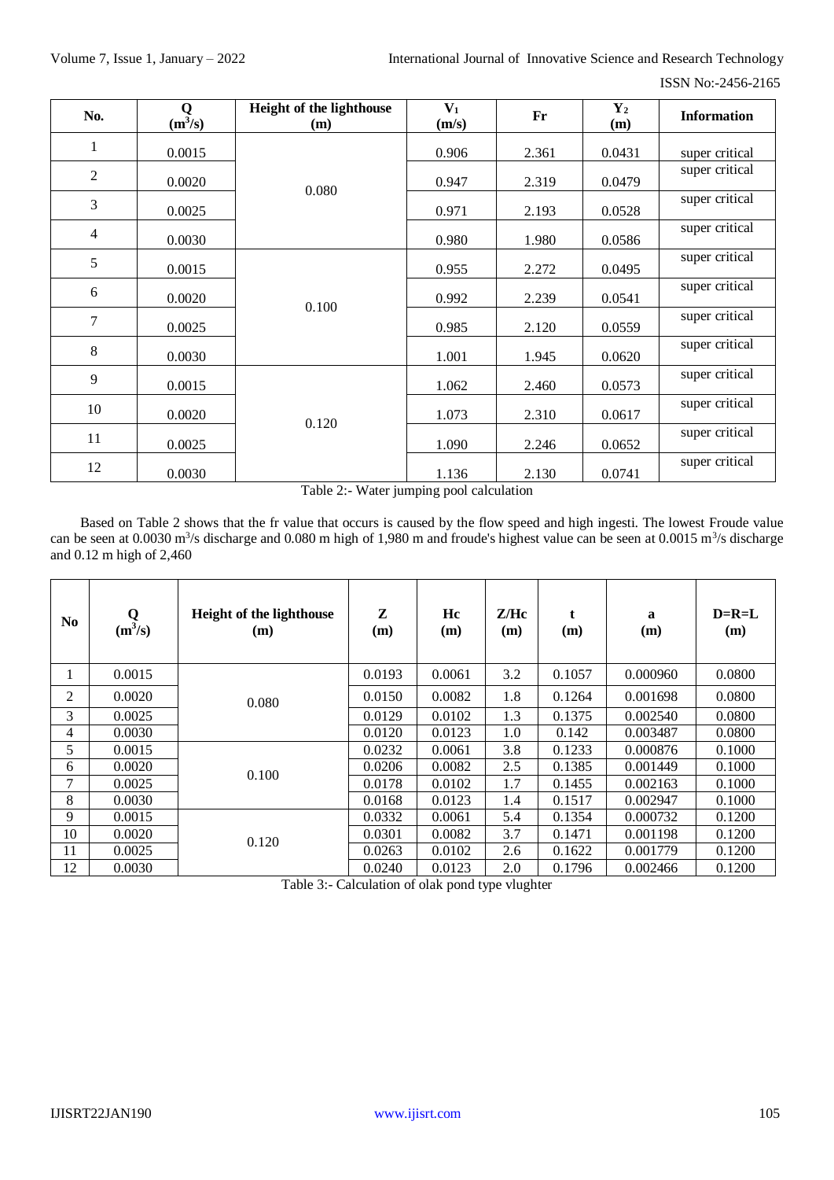| No. | Q ($m^3/s$) | Height of the lighthouse (m) | $V_1$ (m/s) | Fr | $Y_2$ (m) | Information |
|---|---|---|---|---|---|---|
| 1 | 0.0015 | 0.080 | 0.906 | 2.361 | 0.0431 | super critical |
| 2 | 0.0020 | | 0.947 | 2.319 | 0.0479 | super critical |
| 3 | 0.0025 | | 0.971 | 2.193 | 0.0528 | super critical |
| 4 | 0.0030 | | 0.980 | 1.980 | 0.0586 | super critical |
| 5 | 0.0015 | 0.100 | 0.955 | 2.272 | 0.0495 | super critical |
| 6 | 0.0020 | | 0.992 | 2.239 | 0.0541 | super critical |
| 7 | 0.0025 | | 0.985 | 2.120 | 0.0559 | super critical |
| 8 | 0.0030 | | 1.001 | 1.945 | 0.0620 | super critical |
| 9 | 0.0015 | 0.120 | 1.062 | 2.460 | 0.0573 | super critical |
| 10 | 0.0020 | | 1.073 | 2.310 | 0.0617 | super critical |
| 11 | 0.0025 | | 1.090 | 2.246 | 0.0652 | super critical |
| 12 | 0.0030 | | 1.136 | 2.130 | 0.0741 | super critical |

Table 2:- Water jumping pool calculation

Based on Table 2 shows that the fr value that occurs is caused by the flow speed and high ingesti. The lowest Froude value can be seen at 0.0030 $m^3/s$ discharge and 0.080 m high of 1,980 m and froude's highest value can be seen at 0.0015 $m^3/s$ discharge and 0.12 m high of 2,460

| No | Q ($m^3/s$) | Height of the lighthouse (m) | Z (m) | Hc (m) | Z/Hc (m) | t (m) | a (m) | D=R=L (m) |
|---|---|---|---|---|---|---|---|---|
| 1 | 0.0015 | 0.080 | 0.0193 | 0.0061 | 3.2 | 0.1057 | 0.000960 | 0.0800 |
| 2 | 0.0020 | | 0.0150 | 0.0082 | 1.8 | 0.1264 | 0.001698 | 0.0800 |
| 3 | 0.0025 | | 0.0129 | 0.0102 | 1.3 | 0.1375 | 0.002540 | 0.0800 |
| 4 | 0.0030 | | 0.0120 | 0.0123 | 1.0 | 0.142 | 0.003487 | 0.0800 |
| 5 | 0.0015 | 0.100 | 0.0232 | 0.0061 | 3.8 | 0.1233 | 0.000876 | 0.1000 |
| 6 | 0.0020 | | 0.0206 | 0.0082 | 2.5 | 0.1385 | 0.001449 | 0.1000 |
| 7 | 0.0025 | | 0.0178 | 0.0102 | 1.7 | 0.1455 | 0.002163 | 0.1000 |
| 8 | 0.0030 | | 0.0168 | 0.0123 | 1.4 | 0.1517 | 0.002947 | 0.1000 |
| 9 | 0.0015 | 0.120 | 0.0332 | 0.0061 | 5.4 | 0.1354 | 0.000732 | 0.1200 |
| 10 | 0.0020 | | 0.0301 | 0.0082 | 3.7 | 0.1471 | 0.001198 | 0.1200 |
| 11 | 0.0025 | | 0.0263 | 0.0102 | 2.6 | 0.1622 | 0.001779 | 0.1200 |
| 12 | 0.0030 | | 0.0240 | 0.0123 | 2.0 | 0.1796 | 0.002466 | 0.1200 |

Table 3:- Calculation of olak pond type vlughter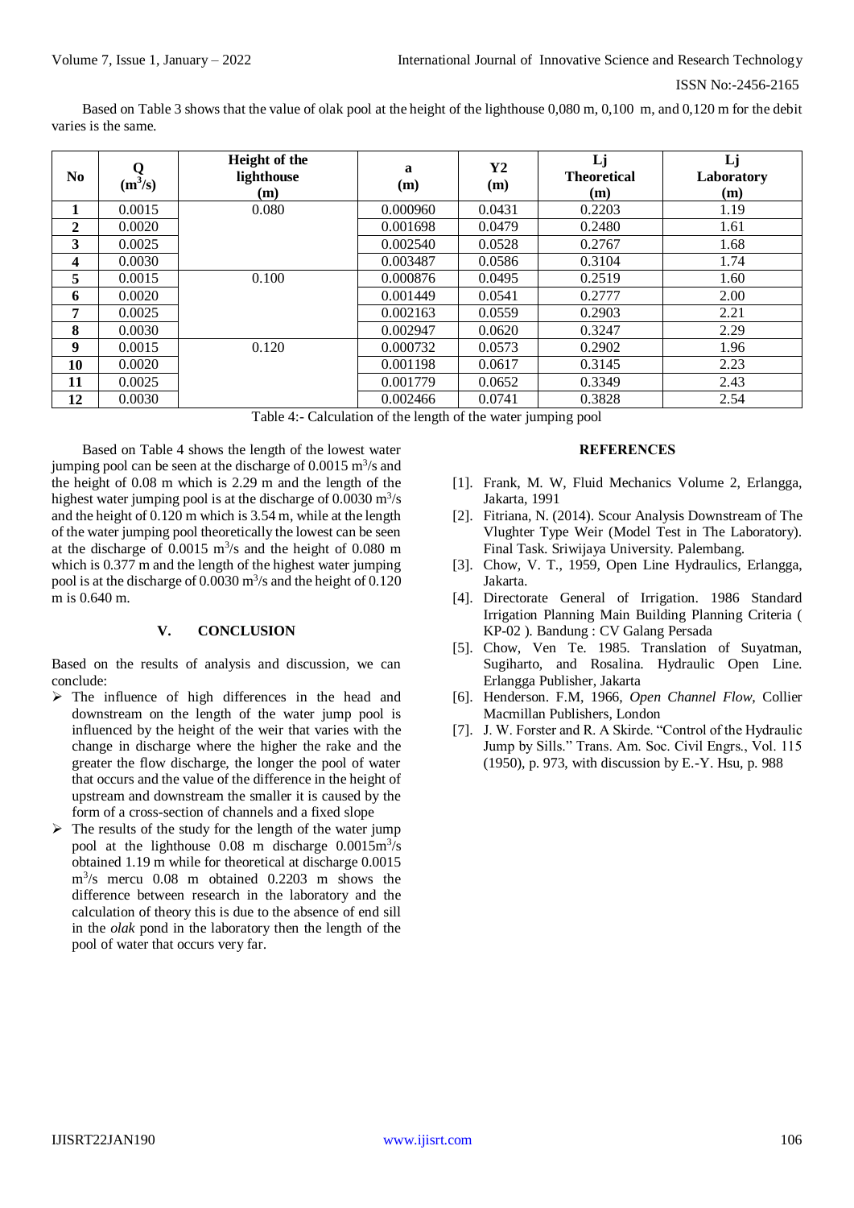Based on Table 3 shows that the value of olak pool at the height of the lighthouse 0,080 m, 0,100 m, and 0,120 m for the debit varies is the same.

| No | Q ($m^3$/s) | Height of the lighthouse (m) | a (m) | Y2 (m) | Lj Theoretical (m) | Lj Laboratory (m) |
|---|---|---|---|---|---|---|
| 1 | 0.0015 | 0.080 | 0.000960 | 0.0431 | 0.2203 | 1.19 |
| 2 | 0.0020 | | 0.001698 | 0.0479 | 0.2480 | 1.61 |
| 3 | 0.0025 | | 0.002540 | 0.0528 | 0.2767 | 1.68 |
| 4 | 0.0030 | | 0.003487 | 0.0586 | 0.3104 | 1.74 |
| 5 | 0.0015 | 0.100 | 0.000876 | 0.0495 | 0.2519 | 1.60 |
| 6 | 0.0020 | | 0.001449 | 0.0541 | 0.2777 | 2.00 |
| 7 | 0.0025 | | 0.002163 | 0.0559 | 0.2903 | 2.21 |
| 8 | 0.0030 | | 0.002947 | 0.0620 | 0.3247 | 2.29 |
| 9 | 0.0015 | 0.120 | 0.000732 | 0.0573 | 0.2902 | 1.96 |
| 10 | 0.0020 | | 0.001198 | 0.0617 | 0.3145 | 2.23 |
| 11 | 0.0025 | | 0.001779 | 0.0652 | 0.3349 | 2.43 |
| 12 | 0.0030 | | 0.002466 | 0.0741 | 0.3828 | 2.54 |

Table 4:- Calculation of the length of the water jumping pool

Based on Table 4 shows the length of the lowest water jumping pool can be seen at the discharge of 0.0015 $m^3$/s and the height of 0.08 m which is 2.29 m and the length of the highest water jumping pool is at the discharge of 0.0030 $m^3$/s and the height of 0.120 m which is 3.54 m, while at the length of the water jumping pool theoretically the lowest can be seen at the discharge of 0.0015 $m^3$/s and the height of 0.080 m which is 0.377 m and the length of the highest water jumping pool is at the discharge of 0.0030 $m^3$/s and the height of 0.120 m is 0.640 m.

## V. CONCLUSION

Based on the results of analysis and discussion, we can conclude:

- The influence of high differences in the head and downstream on the length of the water jump pool is influenced by the height of the weir that varies with the change in discharge where the higher the rake and the greater the flow discharge, the longer the pool of water that occurs and the value of the difference in the height of upstream and downstream the smaller it is caused by the form of a cross-section of channels and a fixed slope
- The results of the study for the length of the water jump pool at the lighthouse 0.08 m discharge 0.0015$m^3$/s obtained 1.19 m while for theoretical at discharge 0.0015 $m^3$/s mercu 0.08 m obtained 0.2203 m shows the difference between research in the laboratory and the calculation of theory this is due to the absence of end sill in the *olak* pond in the laboratory then the length of the pool of water that occurs very far.

## REFERENCES

[1]. Frank, M. W, Fluid Mechanics Volume 2, Erlangga, Jakarta, 1991

[2]. Fitriana, N. (2014). Scour Analysis Downstream of The Vlughter Type Weir (Model Test in The Laboratory). Final Task. Sriwijaya University. Palembang.

[3]. Chow, V. T., 1959, Open Line Hydraulics, Erlangga, Jakarta.

[4]. Directorate General of Irrigation. 1986 Standard Irrigation Planning Main Building Planning Criteria ( KP-02 ). Bandung : CV Galang Persada

[5]. Chow, Ven Te. 1985. Translation of Suyatman, Sugiharto, and Rosalina. Hydraulic Open Line. Erlangga Publisher, Jakarta

[6]. Henderson. F.M, 1966, *Open Channel Flow*, Collier Macmillan Publishers, London

[7]. J. W. Forster and R. A Skirde. "Control of the Hydraulic Jump by Sills." Trans. Am. Soc. Civil Engrs., Vol. 115 (1950), p. 973, with discussion by E.-Y. Hsu, p. 988